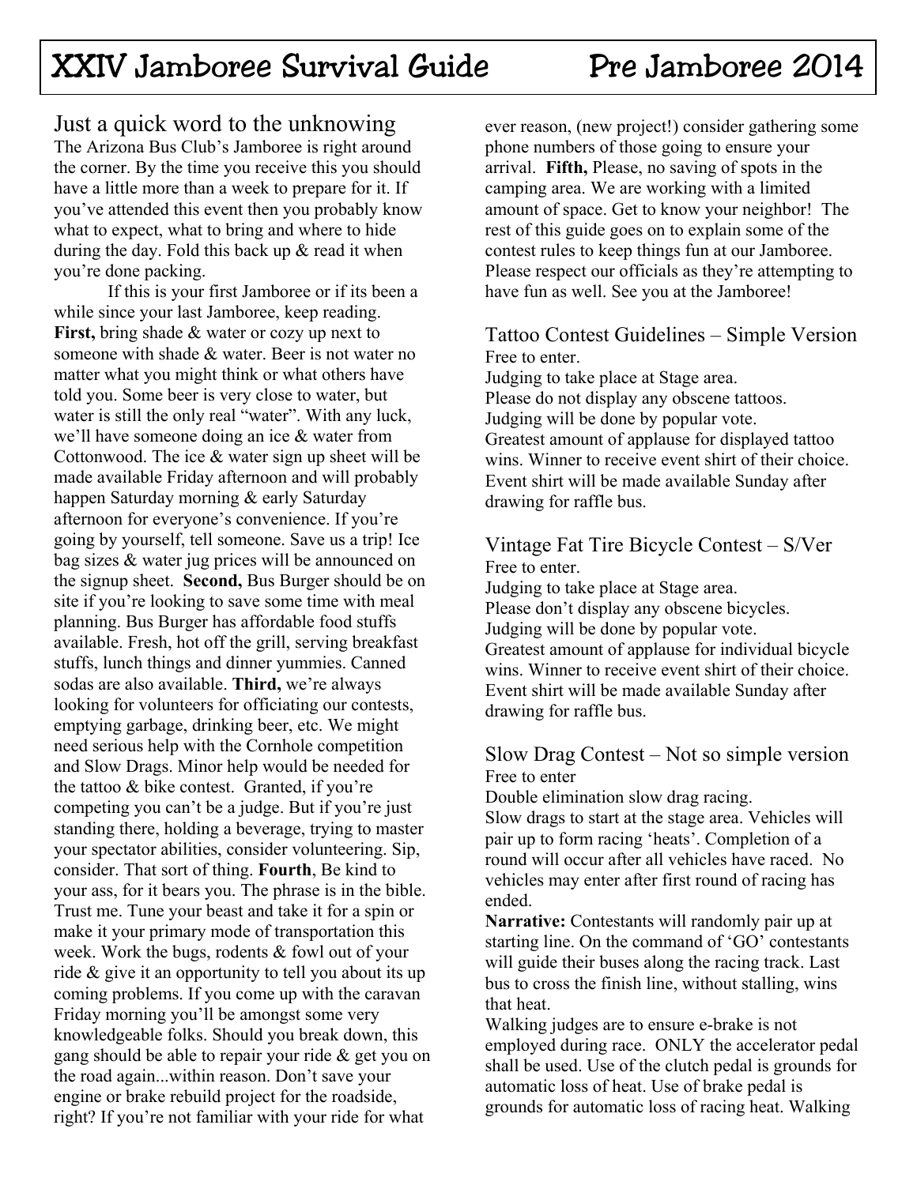# XXIV Jamboree Survival Guide Pre Jamboree 2014

## Just a quick word to the unknowing

The Arizona Bus Club's Jamboree is right around the corner. By the time you receive this you should have a little more than a week to prepare for it. If you've attended this event then you probably know what to expect, what to bring and where to hide during the day. Fold this back up & read it when you're done packing.

If this is your first Jamboree or if its been a while since your last Jamboree, keep reading. **First,** bring shade & water or cozy up next to someone with shade & water. Beer is not water no matter what you might think or what others have told you. Some beer is very close to water, but water is still the only real "water". With any luck, we'll have someone doing an ice & water from Cottonwood. The ice & water sign up sheet will be made available Friday afternoon and will probably happen Saturday morning & early Saturday afternoon for everyone's convenience. If you're going by yourself, tell someone. Save us a trip! Ice bag sizes & water jug prices will be announced on the signup sheet. **Second,** Bus Burger should be on site if you're looking to save some time with meal planning. Bus Burger has affordable food stuffs available. Fresh, hot off the grill, serving breakfast stuffs, lunch things and dinner yummies. Canned sodas are also available. **Third,** we're always looking for volunteers for officiating our contests, emptying garbage, drinking beer, etc. We might need serious help with the Cornhole competition and Slow Drags. Minor help would be needed for the tattoo & bike contest. Granted, if you're competing you can't be a judge. But if you're just standing there, holding a beverage, trying to master your spectator abilities, consider volunteering. Sip, consider. That sort of thing. **Fourth**, Be kind to your ass, for it bears you. The phrase is in the bible. Trust me. Tune your beast and take it for a spin or make it your primary mode of transportation this week. Work the bugs, rodents & fowl out of your ride & give it an opportunity to tell you about its up coming problems. If you come up with the caravan Friday morning you'll be amongst some very knowledgeable folks. Should you break down, this gang should be able to repair your ride & get you on the road again...within reason. Don't save your engine or brake rebuild project for the roadside, right? If you're not familiar with your ride for what ever reason, (new project!) consider gathering some phone numbers of those going to ensure your arrival. **Fifth,** Please, no saving of spots in the camping area. We are working with a limited amount of space. Get to know your neighbor! The rest of this guide goes on to explain some of the contest rules to keep things fun at our Jamboree. Please respect our officials as they're attempting to have fun as well. See you at the Jamboree!

## Tattoo Contest Guidelines – Simple Version

Free to enter.
Judging to take place at Stage area.
Please do not display any obscene tattoos.
Judging will be done by popular vote.
Greatest amount of applause for displayed tattoo wins. Winner to receive event shirt of their choice. Event shirt will be made available Sunday after drawing for raffle bus.

## Vintage Fat Tire Bicycle Contest – S/Ver

Free to enter.
Judging to take place at Stage area.
Please don't display any obscene bicycles.
Judging will be done by popular vote.
Greatest amount of applause for individual bicycle wins. Winner to receive event shirt of their choice. Event shirt will be made available Sunday after drawing for raffle bus.

## Slow Drag Contest – Not so simple version

Free to enter
Double elimination slow drag racing.
Slow drags to start at the stage area. Vehicles will pair up to form racing 'heats'. Completion of a round will occur after all vehicles have raced. No vehicles may enter after first round of racing has ended.

**Narrative:** Contestants will randomly pair up at starting line. On the command of 'GO' contestants will guide their buses along the racing track. Last bus to cross the finish line, without stalling, wins that heat.

Walking judges are to ensure e-brake is not employed during race. ONLY the accelerator pedal shall be used. Use of the clutch pedal is grounds for automatic loss of heat. Use of brake pedal is grounds for automatic loss of racing heat. Walking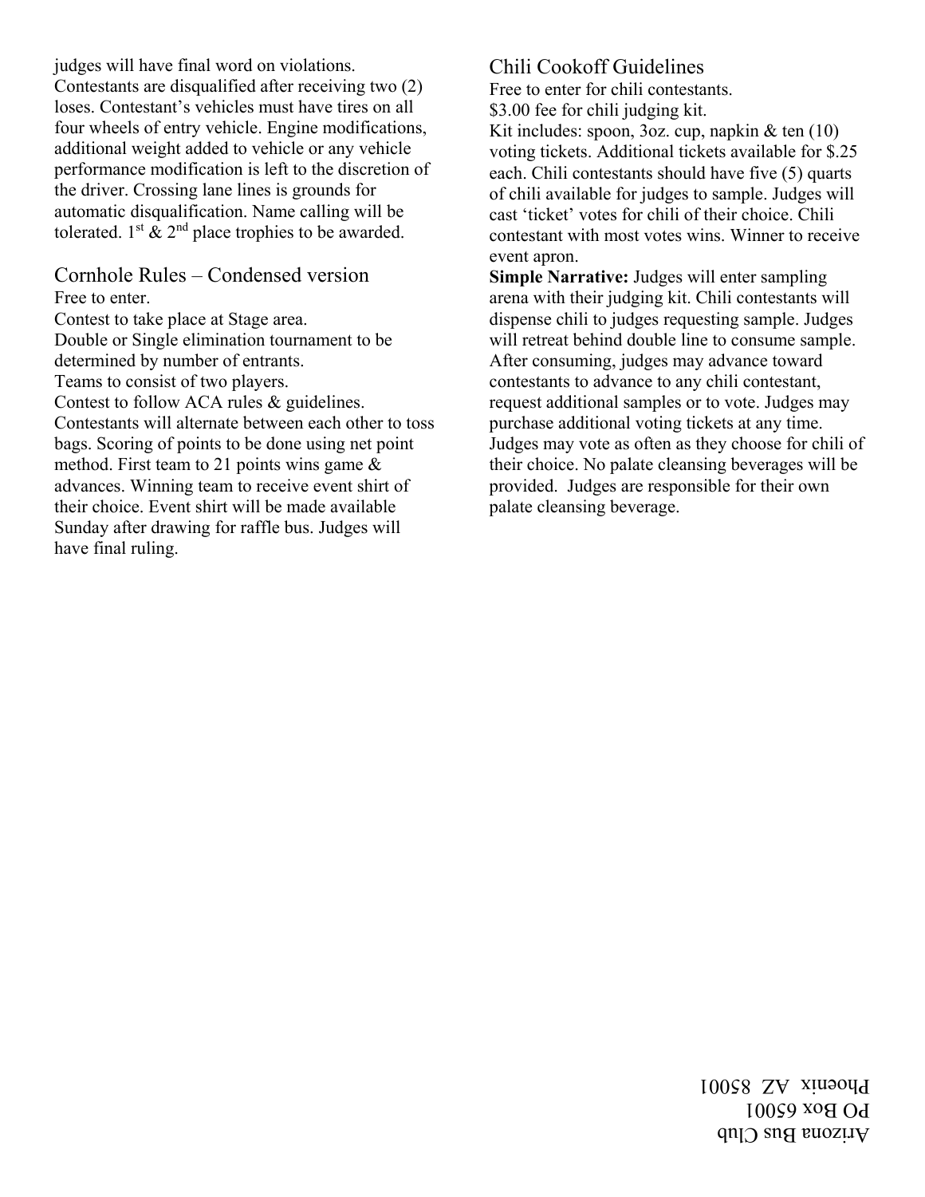judges will have final word on violations. Contestants are disqualified after receiving two (2) loses. Contestant's vehicles must have tires on all four wheels of entry vehicle. Engine modifications, additional weight added to vehicle or any vehicle performance modification is left to the discretion of the driver. Crossing lane lines is grounds for automatic disqualification. Name calling will be tolerated. 1st & 2nd place trophies to be awarded.

## Cornhole Rules – Condensed version

Free to enter.
Contest to take place at Stage area.
Double or Single elimination tournament to be determined by number of entrants.
Teams to consist of two players.
Contest to follow ACA rules & guidelines.
Contestants will alternate between each other to toss bags. Scoring of points to be done using net point method. First team to 21 points wins game & advances. Winning team to receive event shirt of their choice. Event shirt will be made available Sunday after drawing for raffle bus. Judges will have final ruling.

## Chili Cookoff Guidelines

Free to enter for chili contestants.
$3.00 fee for chili judging kit.
Kit includes: spoon, 3oz. cup, napkin & ten (10) voting tickets. Additional tickets available for $.25 each. Chili contestants should have five (5) quarts of chili available for judges to sample. Judges will cast 'ticket' votes for chili of their choice. Chili contestant with most votes wins. Winner to receive event apron.

**Simple Narrative:** Judges will enter sampling arena with their judging kit. Chili contestants will dispense chili to judges requesting sample. Judges will retreat behind double line to consume sample. After consuming, judges may advance toward contestants to advance to any chili contestant, request additional samples or to vote. Judges may purchase additional voting tickets at any time. Judges may vote as often as they choose for chili of their choice. No palate cleansing beverages will be provided. Judges are responsible for their own palate cleansing beverage.

Arizona Bus Club
PO Box 65001
Phoenix AZ 85001